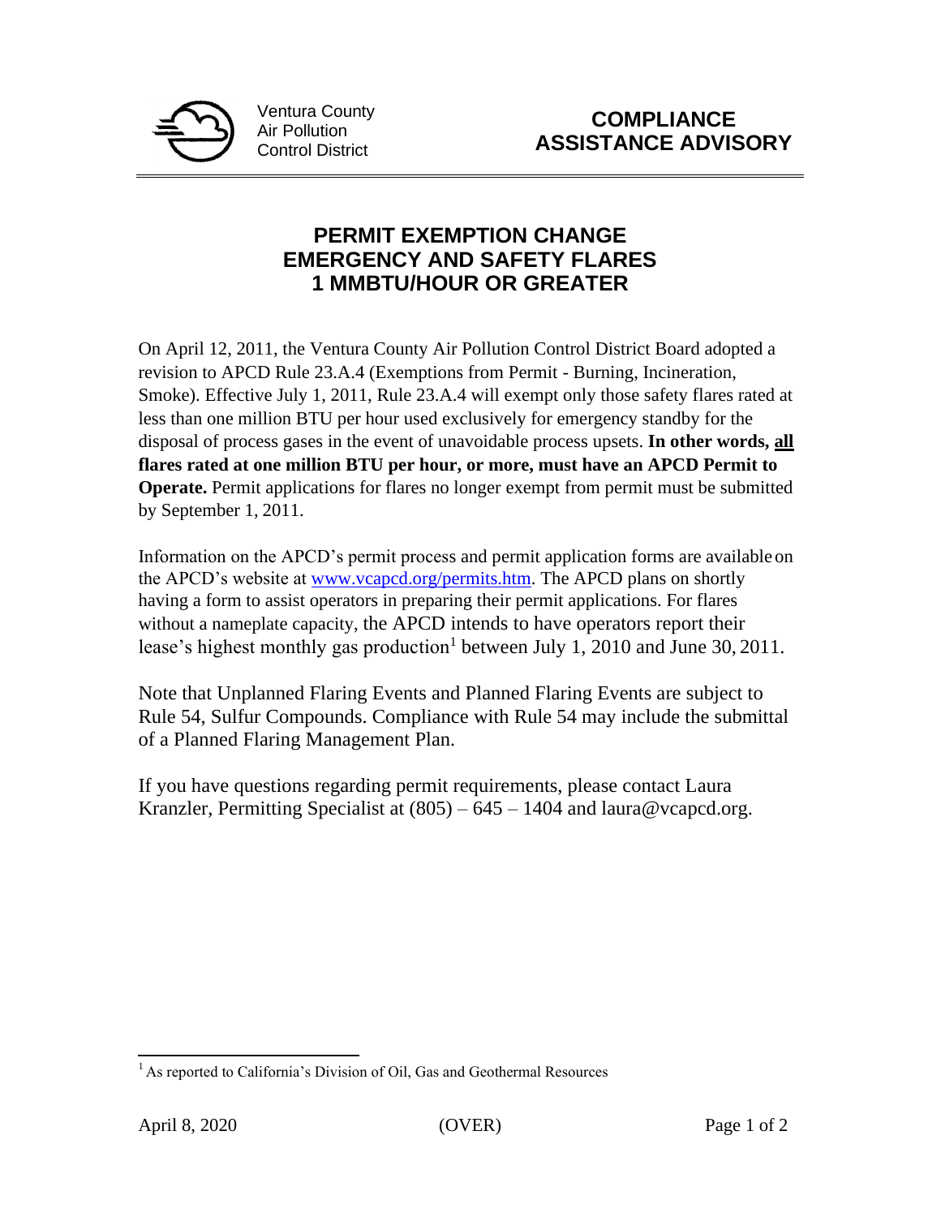Ventura County Air Pollution Control District

# COMPLIANCE ASSISTANCE ADVISORY

## PERMIT EXEMPTION CHANGE EMERGENCY AND SAFETY FLARES 1 MMBTU/HOUR OR GREATER

On April 12, 2011, the Ventura County Air Pollution Control District Board adopted a revision to APCD Rule 23.A.4 (Exemptions from Permit - Burning, Incineration, Smoke). Effective July 1, 2011, Rule 23.A.4 will exempt only those safety flares rated at less than one million BTU per hour used exclusively for emergency standby for the disposal of process gases in the event of unavoidable process upsets. **In other words, all flares rated at one million BTU per hour, or more, must have an APCD Permit to Operate.** Permit applications for flares no longer exempt from permit must be submitted by September 1, 2011.

Information on the APCD's permit process and permit application forms are available on the APCD's website at www.vcapcd.org/permits.htm. The APCD plans on shortly having a form to assist operators in preparing their permit applications. For flares without a nameplate capacity, the APCD intends to have operators report their lease's highest monthly gas production[1] between July 1, 2010 and June 30, 2011.

Note that Unplanned Flaring Events and Planned Flaring Events are subject to Rule 54, Sulfur Compounds. Compliance with Rule 54 may include the submittal of a Planned Flaring Management Plan.

If you have questions regarding permit requirements, please contact Laura Kranzler, Permitting Specialist at (805) – 645 – 1404 and laura@vcapcd.org.

[1] As reported to California's Division of Oil, Gas and Geothermal Resources

April 8, 2020 (OVER)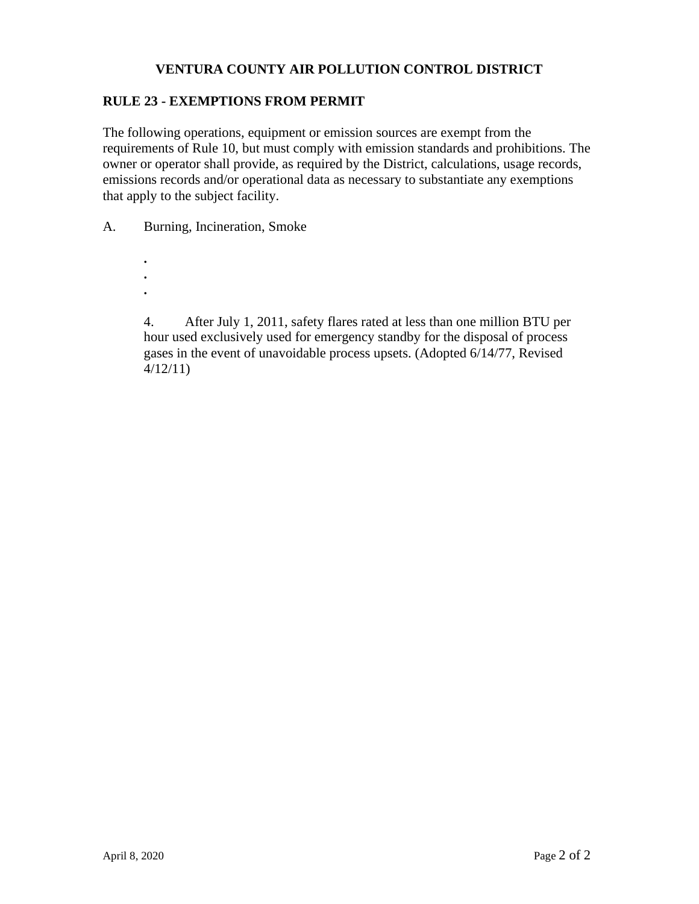**VENTURA COUNTY AIR POLLUTION CONTROL DISTRICT**

**RULE 23 - EXEMPTIONS FROM PERMIT**

The following operations, equipment or emission sources are exempt from the requirements of Rule 10, but must comply with emission standards and prohibitions. The owner or operator shall provide, as required by the District, calculations, usage records, emissions records and/or operational data as necessary to substantiate any exemptions that apply to the subject facility.

A. Burning, Incineration, Smoke

.
.
.

4. After July 1, 2011, safety flares rated at less than one million BTU per hour used exclusively used for emergency standby for the disposal of process gases in the event of unavoidable process upsets. (Adopted 6/14/77, Revised 4/12/11)